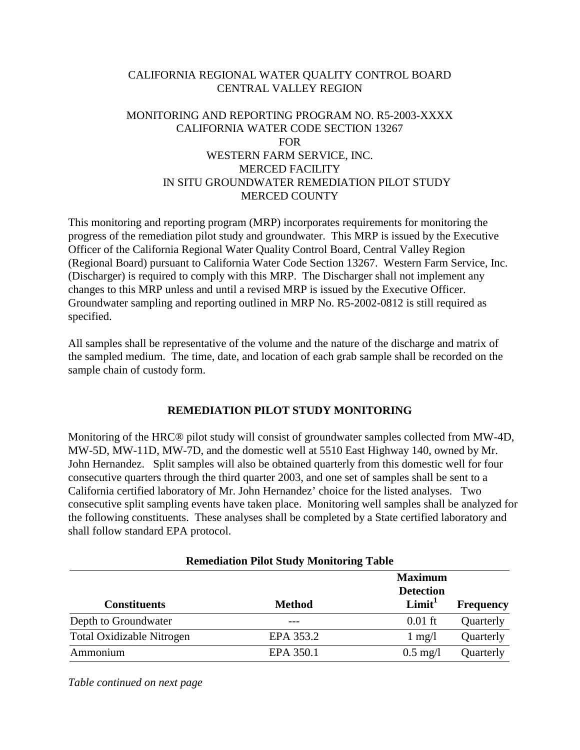CALIFORNIA REGIONAL WATER QUALITY CONTROL BOARD
CENTRAL VALLEY REGION

MONITORING AND REPORTING PROGRAM NO. R5-2003-XXXX
CALIFORNIA WATER CODE SECTION 13267
FOR
WESTERN FARM SERVICE, INC.
MERCED FACILITY
IN SITU GROUNDWATER REMEDIATION PILOT STUDY
MERCED COUNTY

This monitoring and reporting program (MRP) incorporates requirements for monitoring the progress of the remediation pilot study and groundwater. This MRP is issued by the Executive Officer of the California Regional Water Quality Control Board, Central Valley Region (Regional Board) pursuant to California Water Code Section 13267. Western Farm Service, Inc. (Discharger) is required to comply with this MRP. The Discharger shall not implement any changes to this MRP unless and until a revised MRP is issued by the Executive Officer. Groundwater sampling and reporting outlined in MRP No. R5-2002-0812 is still required as specified.

All samples shall be representative of the volume and the nature of the discharge and matrix of the sampled medium. The time, date, and location of each grab sample shall be recorded on the sample chain of custody form.

## REMEDIATION PILOT STUDY MONITORING

Monitoring of the HRC® pilot study will consist of groundwater samples collected from MW-4D, MW-5D, MW-11D, MW-7D, and the domestic well at 5510 East Highway 140, owned by Mr. John Hernandez. Split samples will also be obtained quarterly from this domestic well for four consecutive quarters through the third quarter 2003, and one set of samples shall be sent to a California certified laboratory of Mr. John Hernandez' choice for the listed analyses. Two consecutive split sampling events have taken place. Monitoring well samples shall be analyzed for the following constituents. These analyses shall be completed by a State certified laboratory and shall follow standard EPA protocol.

**Remediation Pilot Study Monitoring Table**

| Constituents | Method | Maximum Detection Limit[1] | Frequency |
|---|---|---|---|
| Depth to Groundwater | --- | 0.01 ft | Quarterly |
| Total Oxidizable Nitrogen | EPA 353.2 | 1 mg/l | Quarterly |
| Ammonium | EPA 350.1 | 0.5 mg/l | Quarterly |

*Table continued on next page*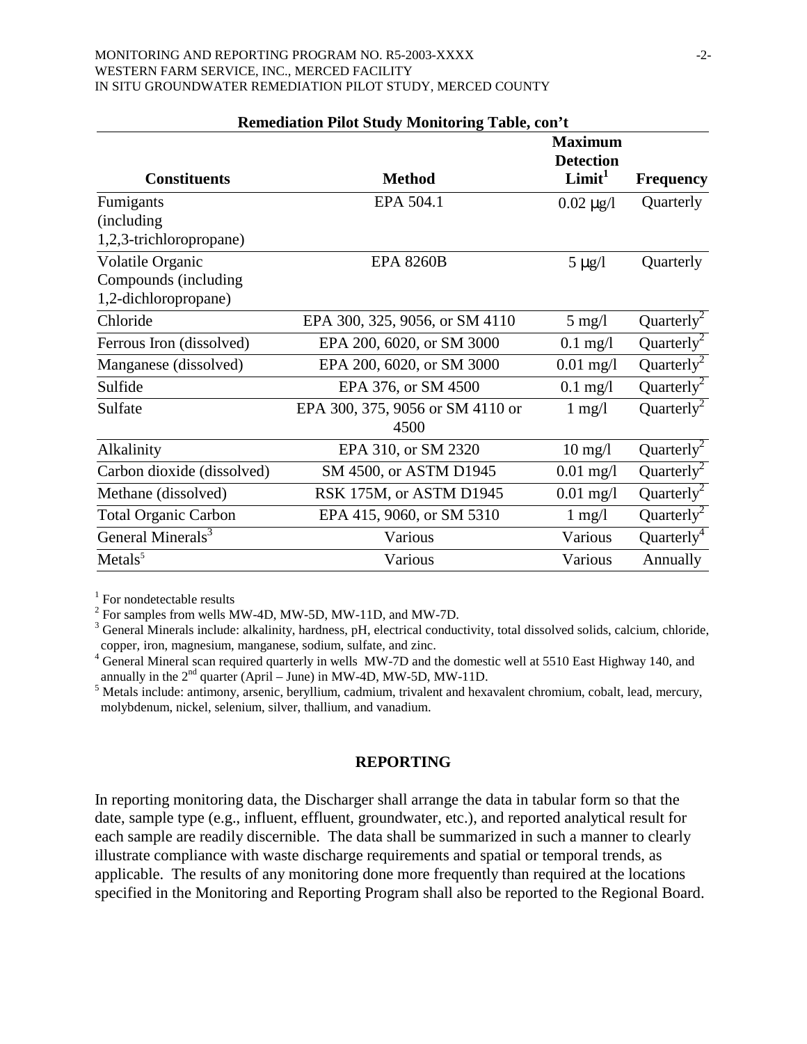**Remediation Pilot Study Monitoring Table, con't**

| Constituents | Method | Maximum Detection Limit[1] | Frequency |
|---|---|---|---|
| Fumigants (including 1,2,3-trichloropropane) | EPA 504.1 | 0.02 μg/l | Quarterly |
| Volatile Organic Compounds (including 1,2-dichloropropane) | EPA 8260B | 5 μg/l | Quarterly |
| Chloride | EPA 300, 325, 9056, or SM 4110 | 5 mg/l | Quarterly[2] |
| Ferrous Iron (dissolved) | EPA 200, 6020, or SM 3000 | 0.1 mg/l | Quarterly[2] |
| Manganese (dissolved) | EPA 200, 6020, or SM 3000 | 0.01 mg/l | Quarterly[2] |
| Sulfide | EPA 376, or SM 4500 | 0.1 mg/l | Quarterly[2] |
| Sulfate | EPA 300, 375, 9056 or SM 4110 or 4500 | 1 mg/l | Quarterly[2] |
| Alkalinity | EPA 310, or SM 2320 | 10 mg/l | Quarterly[2] |
| Carbon dioxide (dissolved) | SM 4500, or ASTM D1945 | 0.01 mg/l | Quarterly[2] |
| Methane (dissolved) | RSK 175M, or ASTM D1945 | 0.01 mg/l | Quarterly[2] |
| Total Organic Carbon | EPA 415, 9060, or SM 5310 | 1 mg/l | Quarterly[2] |
| General Minerals[3] | Various | Various | Quarterly[4] |
| Metals[5] | Various | Various | Annually |

[1] For nondetectable results

[2] For samples from wells MW-4D, MW-5D, MW-11D, and MW-7D.

[3] General Minerals include: alkalinity, hardness, pH, electrical conductivity, total dissolved solids, calcium, chloride, copper, iron, magnesium, manganese, sodium, sulfate, and zinc.

[4] General Mineral scan required quarterly in wells MW-7D and the domestic well at 5510 East Highway 140, and annually in the 2nd quarter (April – June) in MW-4D, MW-5D, MW-11D.

[5] Metals include: antimony, arsenic, beryllium, cadmium, trivalent and hexavalent chromium, cobalt, lead, mercury, molybdenum, nickel, selenium, silver, thallium, and vanadium.

## REPORTING

In reporting monitoring data, the Discharger shall arrange the data in tabular form so that the date, sample type (e.g., influent, effluent, groundwater, etc.), and reported analytical result for each sample are readily discernible. The data shall be summarized in such a manner to clearly illustrate compliance with waste discharge requirements and spatial or temporal trends, as applicable. The results of any monitoring done more frequently than required at the locations specified in the Monitoring and Reporting Program shall also be reported to the Regional Board.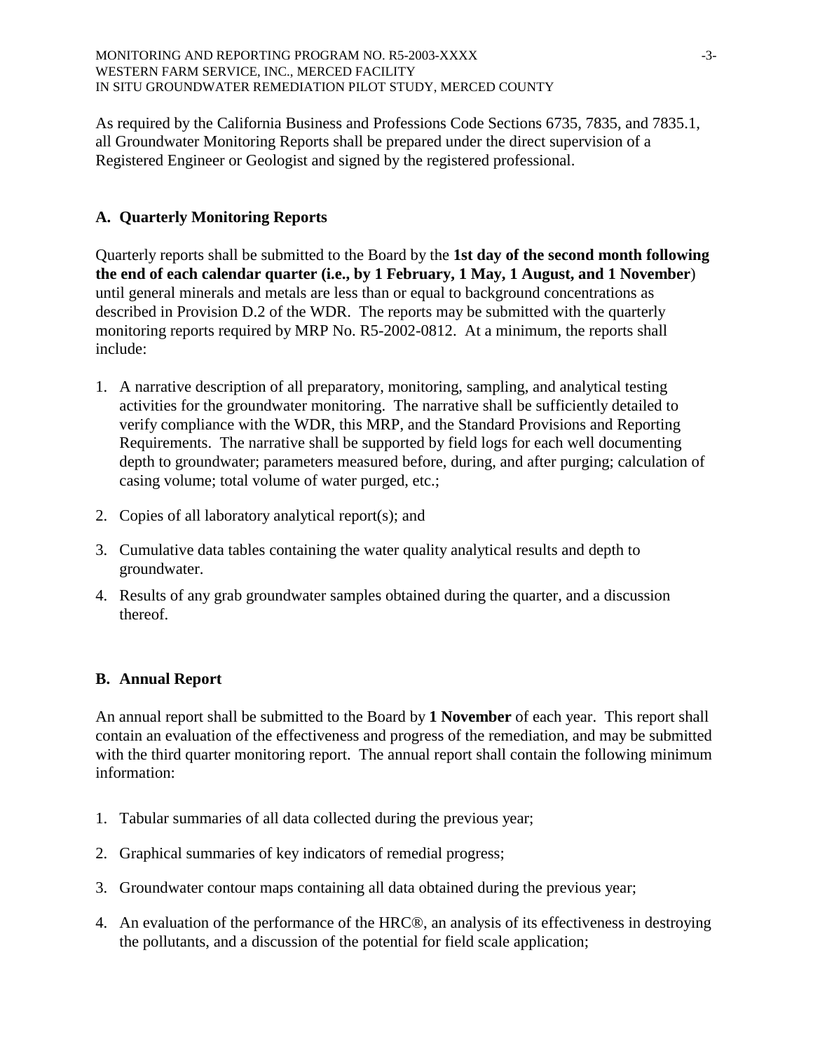As required by the California Business and Professions Code Sections 6735, 7835, and 7835.1, all Groundwater Monitoring Reports shall be prepared under the direct supervision of a Registered Engineer or Geologist and signed by the registered professional.

## A. Quarterly Monitoring Reports

Quarterly reports shall be submitted to the Board by the **1st day of the second month following the end of each calendar quarter (i.e., by 1 February, 1 May, 1 August, and 1 November**) until general minerals and metals are less than or equal to background concentrations as described in Provision D.2 of the WDR. The reports may be submitted with the quarterly monitoring reports required by MRP No. R5-2002-0812. At a minimum, the reports shall include:

1. A narrative description of all preparatory, monitoring, sampling, and analytical testing activities for the groundwater monitoring. The narrative shall be sufficiently detailed to verify compliance with the WDR, this MRP, and the Standard Provisions and Reporting Requirements. The narrative shall be supported by field logs for each well documenting depth to groundwater; parameters measured before, during, and after purging; calculation of casing volume; total volume of water purged, etc.;
2. Copies of all laboratory analytical report(s); and
3. Cumulative data tables containing the water quality analytical results and depth to groundwater.
4. Results of any grab groundwater samples obtained during the quarter, and a discussion thereof.

## B. Annual Report

An annual report shall be submitted to the Board by **1 November** of each year. This report shall contain an evaluation of the effectiveness and progress of the remediation, and may be submitted with the third quarter monitoring report. The annual report shall contain the following minimum information:

1. Tabular summaries of all data collected during the previous year;
2. Graphical summaries of key indicators of remedial progress;
3. Groundwater contour maps containing all data obtained during the previous year;
4. An evaluation of the performance of the HRC®, an analysis of its effectiveness in destroying the pollutants, and a discussion of the potential for field scale application;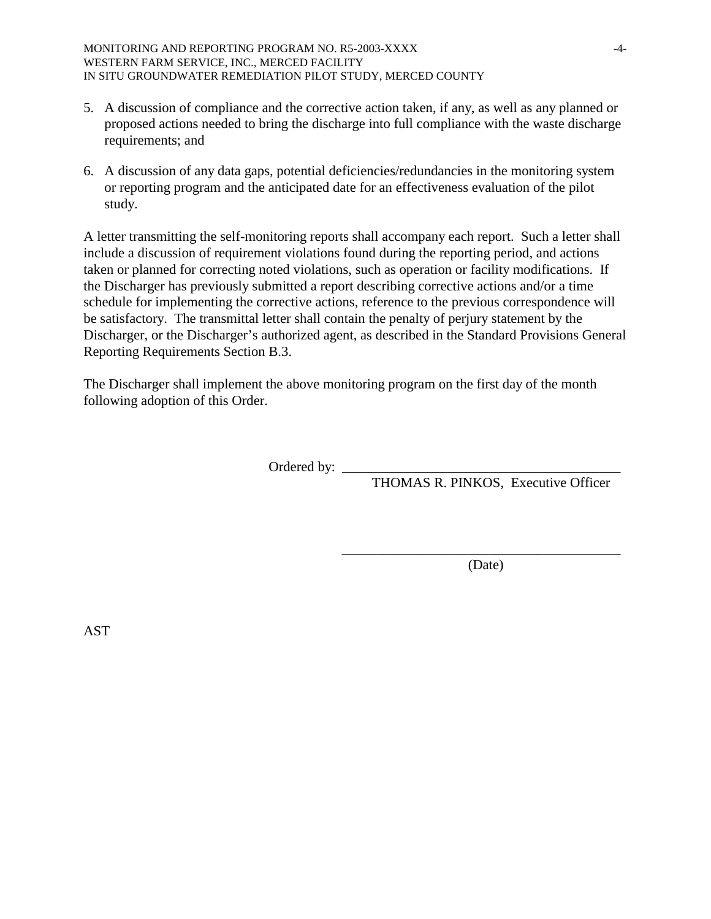5. A discussion of compliance and the corrective action taken, if any, as well as any planned or proposed actions needed to bring the discharge into full compliance with the waste discharge requirements; and

6. A discussion of any data gaps, potential deficiencies/redundancies in the monitoring system or reporting program and the anticipated date for an effectiveness evaluation of the pilot study.

A letter transmitting the self-monitoring reports shall accompany each report. Such a letter shall include a discussion of requirement violations found during the reporting period, and actions taken or planned for correcting noted violations, such as operation or facility modifications. If the Discharger has previously submitted a report describing corrective actions and/or a time schedule for implementing the corrective actions, reference to the previous correspondence will be satisfactory. The transmittal letter shall contain the penalty of perjury statement by the Discharger, or the Discharger's authorized agent, as described in the Standard Provisions General Reporting Requirements Section B.3.

The Discharger shall implement the above monitoring program on the first day of the month following adoption of this Order.

Ordered by: \_\_\_\_\_\_\_\_\_\_\_\_\_\_\_\_\_\_\_\_\_\_\_\_\_\_\_\_\_\_\_\_\_\_\_\_\_\_\_\_

THOMAS R. PINKOS, Executive Officer

\_\_\_\_\_\_\_\_\_\_\_\_\_\_\_\_\_\_\_\_\_\_\_\_\_\_\_\_\_\_\_\_\_\_\_\_\_\_\_\_

(Date)

AST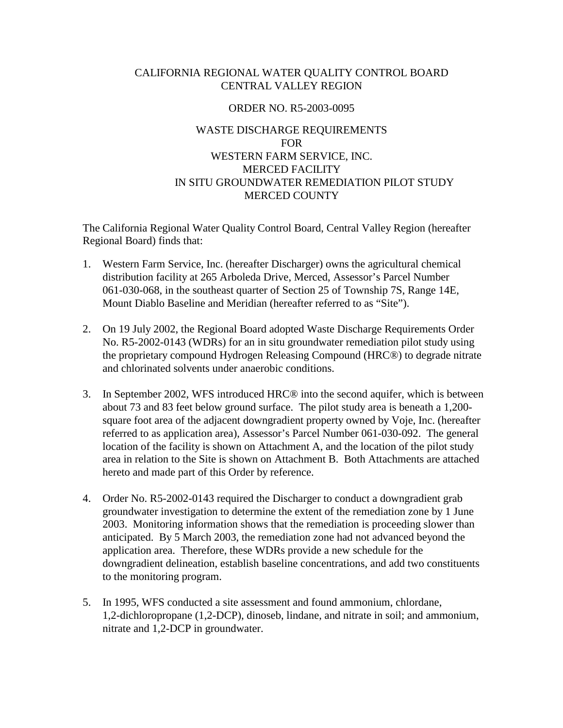CALIFORNIA REGIONAL WATER QUALITY CONTROL BOARD
CENTRAL VALLEY REGION

ORDER NO. R5-2003-0095

WASTE DISCHARGE REQUIREMENTS
FOR
WESTERN FARM SERVICE, INC.
MERCED FACILITY
IN SITU GROUNDWATER REMEDIATION PILOT STUDY
MERCED COUNTY

The California Regional Water Quality Control Board, Central Valley Region (hereafter Regional Board) finds that:

1. Western Farm Service, Inc. (hereafter Discharger) owns the agricultural chemical distribution facility at 265 Arboleda Drive, Merced, Assessor's Parcel Number 061-030-068, in the southeast quarter of Section 25 of Township 7S, Range 14E, Mount Diablo Baseline and Meridian (hereafter referred to as "Site").

2. On 19 July 2002, the Regional Board adopted Waste Discharge Requirements Order No. R5-2002-0143 (WDRs) for an in situ groundwater remediation pilot study using the proprietary compound Hydrogen Releasing Compound (HRC®) to degrade nitrate and chlorinated solvents under anaerobic conditions.

3. In September 2002, WFS introduced HRC® into the second aquifer, which is between about 73 and 83 feet below ground surface. The pilot study area is beneath a 1,200-square foot area of the adjacent downgradient property owned by Voje, Inc. (hereafter referred to as application area), Assessor's Parcel Number 061-030-092. The general location of the facility is shown on Attachment A, and the location of the pilot study area in relation to the Site is shown on Attachment B. Both Attachments are attached hereto and made part of this Order by reference.

4. Order No. R5-2002-0143 required the Discharger to conduct a downgradient grab groundwater investigation to determine the extent of the remediation zone by 1 June 2003. Monitoring information shows that the remediation is proceeding slower than anticipated. By 5 March 2003, the remediation zone had not advanced beyond the application area. Therefore, these WDRs provide a new schedule for the downgradient delineation, establish baseline concentrations, and add two constituents to the monitoring program.

5. In 1995, WFS conducted a site assessment and found ammonium, chlordane, 1,2-dichloropropane (1,2-DCP), dinoseb, lindane, and nitrate in soil; and ammonium, nitrate and 1,2-DCP in groundwater.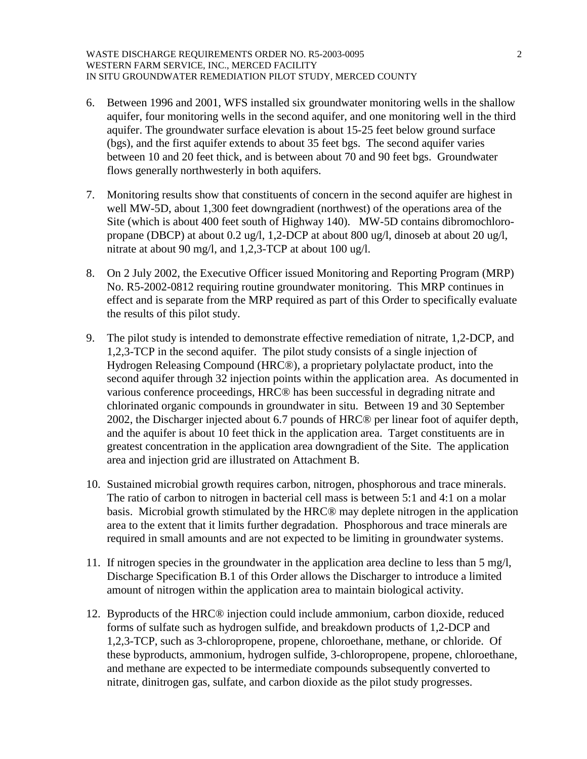6. Between 1996 and 2001, WFS installed six groundwater monitoring wells in the shallow aquifer, four monitoring wells in the second aquifer, and one monitoring well in the third aquifer. The groundwater surface elevation is about 15-25 feet below ground surface (bgs), and the first aquifer extends to about 35 feet bgs. The second aquifer varies between 10 and 20 feet thick, and is between about 70 and 90 feet bgs. Groundwater flows generally northwesterly in both aquifers.

7. Monitoring results show that constituents of concern in the second aquifer are highest in well MW-5D, about 1,300 feet downgradient (northwest) of the operations area of the Site (which is about 400 feet south of Highway 140). MW-5D contains dibromochloro-propane (DBCP) at about 0.2 ug/l, 1,2-DCP at about 800 ug/l, dinoseb at about 20 ug/l, nitrate at about 90 mg/l, and 1,2,3-TCP at about 100 ug/l.

8. On 2 July 2002, the Executive Officer issued Monitoring and Reporting Program (MRP) No. R5-2002-0812 requiring routine groundwater monitoring. This MRP continues in effect and is separate from the MRP required as part of this Order to specifically evaluate the results of this pilot study.

9. The pilot study is intended to demonstrate effective remediation of nitrate, 1,2-DCP, and 1,2,3-TCP in the second aquifer. The pilot study consists of a single injection of Hydrogen Releasing Compound (HRC®), a proprietary polylactate product, into the second aquifer through 32 injection points within the application area. As documented in various conference proceedings, HRC® has been successful in degrading nitrate and chlorinated organic compounds in groundwater in situ. Between 19 and 30 September 2002, the Discharger injected about 6.7 pounds of HRC® per linear foot of aquifer depth, and the aquifer is about 10 feet thick in the application area. Target constituents are in greatest concentration in the application area downgradient of the Site. The application area and injection grid are illustrated on Attachment B.

10. Sustained microbial growth requires carbon, nitrogen, phosphorous and trace minerals. The ratio of carbon to nitrogen in bacterial cell mass is between 5:1 and 4:1 on a molar basis. Microbial growth stimulated by the HRC® may deplete nitrogen in the application area to the extent that it limits further degradation. Phosphorous and trace minerals are required in small amounts and are not expected to be limiting in groundwater systems.

11. If nitrogen species in the groundwater in the application area decline to less than 5 mg/l, Discharge Specification B.1 of this Order allows the Discharger to introduce a limited amount of nitrogen within the application area to maintain biological activity.

12. Byproducts of the HRC® injection could include ammonium, carbon dioxide, reduced forms of sulfate such as hydrogen sulfide, and breakdown products of 1,2-DCP and 1,2,3-TCP, such as 3-chloropropene, propene, chloroethane, methane, or chloride. Of these byproducts, ammonium, hydrogen sulfide, 3-chloropropene, propene, chloroethane, and methane are expected to be intermediate compounds subsequently converted to nitrate, dinitrogen gas, sulfate, and carbon dioxide as the pilot study progresses.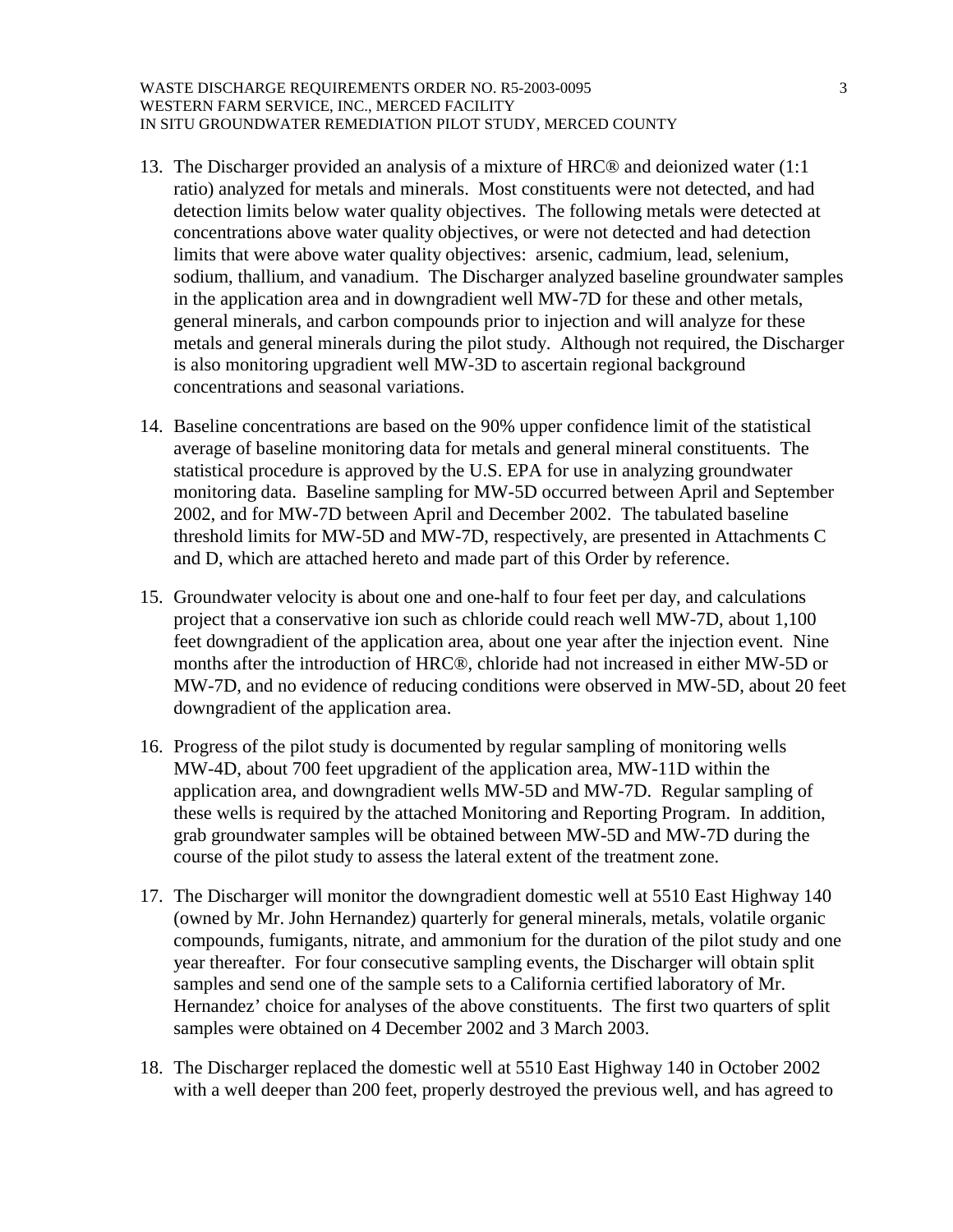13. The Discharger provided an analysis of a mixture of HRC® and deionized water (1:1 ratio) analyzed for metals and minerals. Most constituents were not detected, and had detection limits below water quality objectives. The following metals were detected at concentrations above water quality objectives, or were not detected and had detection limits that were above water quality objectives: arsenic, cadmium, lead, selenium, sodium, thallium, and vanadium. The Discharger analyzed baseline groundwater samples in the application area and in downgradient well MW-7D for these and other metals, general minerals, and carbon compounds prior to injection and will analyze for these metals and general minerals during the pilot study. Although not required, the Discharger is also monitoring upgradient well MW-3D to ascertain regional background concentrations and seasonal variations.

14. Baseline concentrations are based on the 90% upper confidence limit of the statistical average of baseline monitoring data for metals and general mineral constituents. The statistical procedure is approved by the U.S. EPA for use in analyzing groundwater monitoring data. Baseline sampling for MW-5D occurred between April and September 2002, and for MW-7D between April and December 2002. The tabulated baseline threshold limits for MW-5D and MW-7D, respectively, are presented in Attachments C and D, which are attached hereto and made part of this Order by reference.

15. Groundwater velocity is about one and one-half to four feet per day, and calculations project that a conservative ion such as chloride could reach well MW-7D, about 1,100 feet downgradient of the application area, about one year after the injection event. Nine months after the introduction of HRC®, chloride had not increased in either MW-5D or MW-7D, and no evidence of reducing conditions were observed in MW-5D, about 20 feet downgradient of the application area.

16. Progress of the pilot study is documented by regular sampling of monitoring wells MW-4D, about 700 feet upgradient of the application area, MW-11D within the application area, and downgradient wells MW-5D and MW-7D. Regular sampling of these wells is required by the attached Monitoring and Reporting Program. In addition, grab groundwater samples will be obtained between MW-5D and MW-7D during the course of the pilot study to assess the lateral extent of the treatment zone.

17. The Discharger will monitor the downgradient domestic well at 5510 East Highway 140 (owned by Mr. John Hernandez) quarterly for general minerals, metals, volatile organic compounds, fumigants, nitrate, and ammonium for the duration of the pilot study and one year thereafter. For four consecutive sampling events, the Discharger will obtain split samples and send one of the sample sets to a California certified laboratory of Mr. Hernandez' choice for analyses of the above constituents. The first two quarters of split samples were obtained on 4 December 2002 and 3 March 2003.

18. The Discharger replaced the domestic well at 5510 East Highway 140 in October 2002 with a well deeper than 200 feet, properly destroyed the previous well, and has agreed to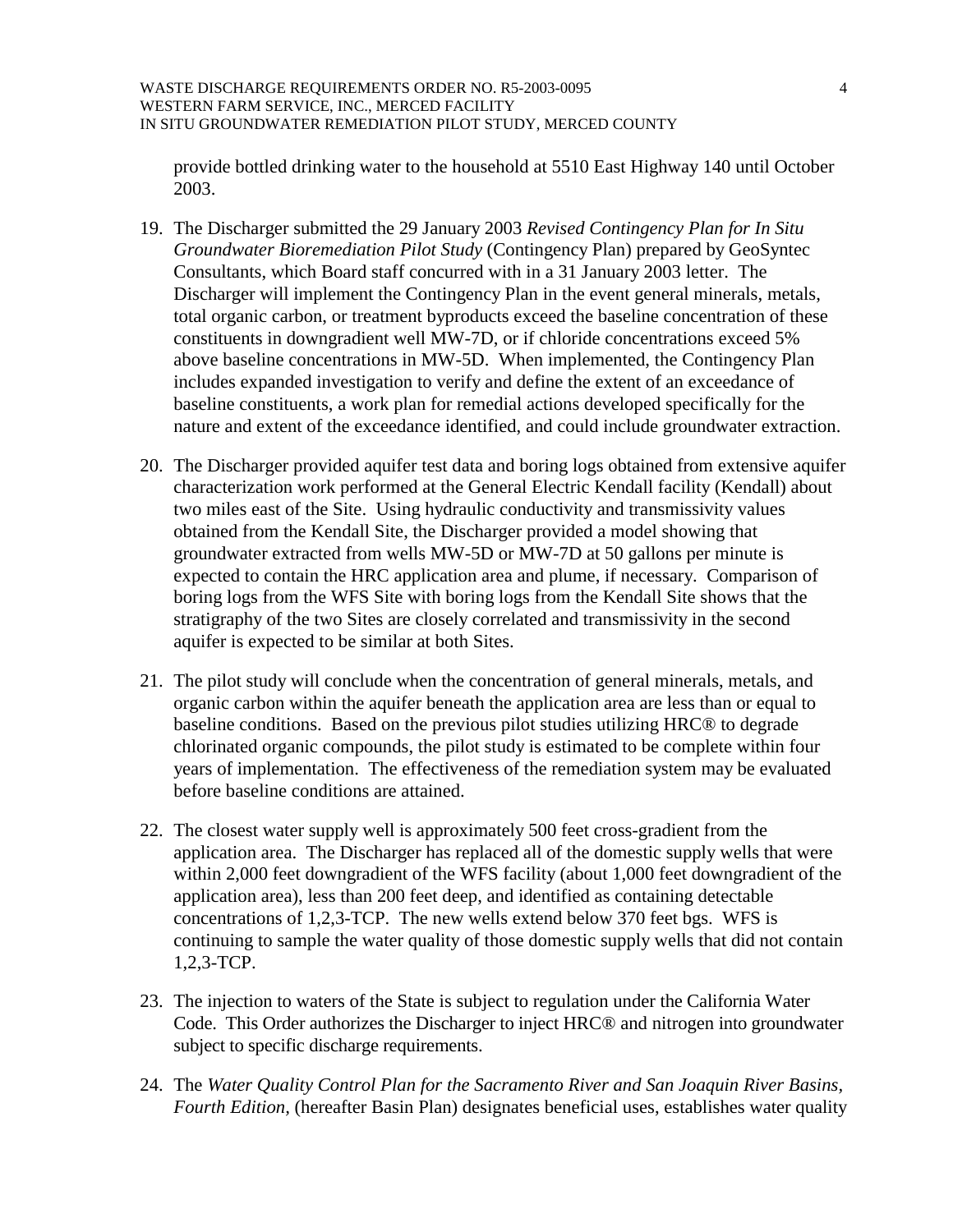provide bottled drinking water to the household at 5510 East Highway 140 until October 2003.

19. The Discharger submitted the 29 January 2003 *Revised Contingency Plan for In Situ Groundwater Bioremediation Pilot Study* (Contingency Plan) prepared by GeoSyntec Consultants, which Board staff concurred with in a 31 January 2003 letter. The Discharger will implement the Contingency Plan in the event general minerals, metals, total organic carbon, or treatment byproducts exceed the baseline concentration of these constituents in downgradient well MW-7D, or if chloride concentrations exceed 5% above baseline concentrations in MW-5D. When implemented, the Contingency Plan includes expanded investigation to verify and define the extent of an exceedance of baseline constituents, a work plan for remedial actions developed specifically for the nature and extent of the exceedance identified, and could include groundwater extraction.

20. The Discharger provided aquifer test data and boring logs obtained from extensive aquifer characterization work performed at the General Electric Kendall facility (Kendall) about two miles east of the Site. Using hydraulic conductivity and transmissivity values obtained from the Kendall Site, the Discharger provided a model showing that groundwater extracted from wells MW-5D or MW-7D at 50 gallons per minute is expected to contain the HRC application area and plume, if necessary. Comparison of boring logs from the WFS Site with boring logs from the Kendall Site shows that the stratigraphy of the two Sites are closely correlated and transmissivity in the second aquifer is expected to be similar at both Sites.

21. The pilot study will conclude when the concentration of general minerals, metals, and organic carbon within the aquifer beneath the application area are less than or equal to baseline conditions. Based on the previous pilot studies utilizing HRC® to degrade chlorinated organic compounds, the pilot study is estimated to be complete within four years of implementation. The effectiveness of the remediation system may be evaluated before baseline conditions are attained.

22. The closest water supply well is approximately 500 feet cross-gradient from the application area. The Discharger has replaced all of the domestic supply wells that were within 2,000 feet downgradient of the WFS facility (about 1,000 feet downgradient of the application area), less than 200 feet deep, and identified as containing detectable concentrations of 1,2,3-TCP. The new wells extend below 370 feet bgs. WFS is continuing to sample the water quality of those domestic supply wells that did not contain 1,2,3-TCP.

23. The injection to waters of the State is subject to regulation under the California Water Code. This Order authorizes the Discharger to inject HRC® and nitrogen into groundwater subject to specific discharge requirements.

24. The *Water Quality Control Plan for the Sacramento River and San Joaquin River Basins, Fourth Edition*, (hereafter Basin Plan) designates beneficial uses, establishes water quality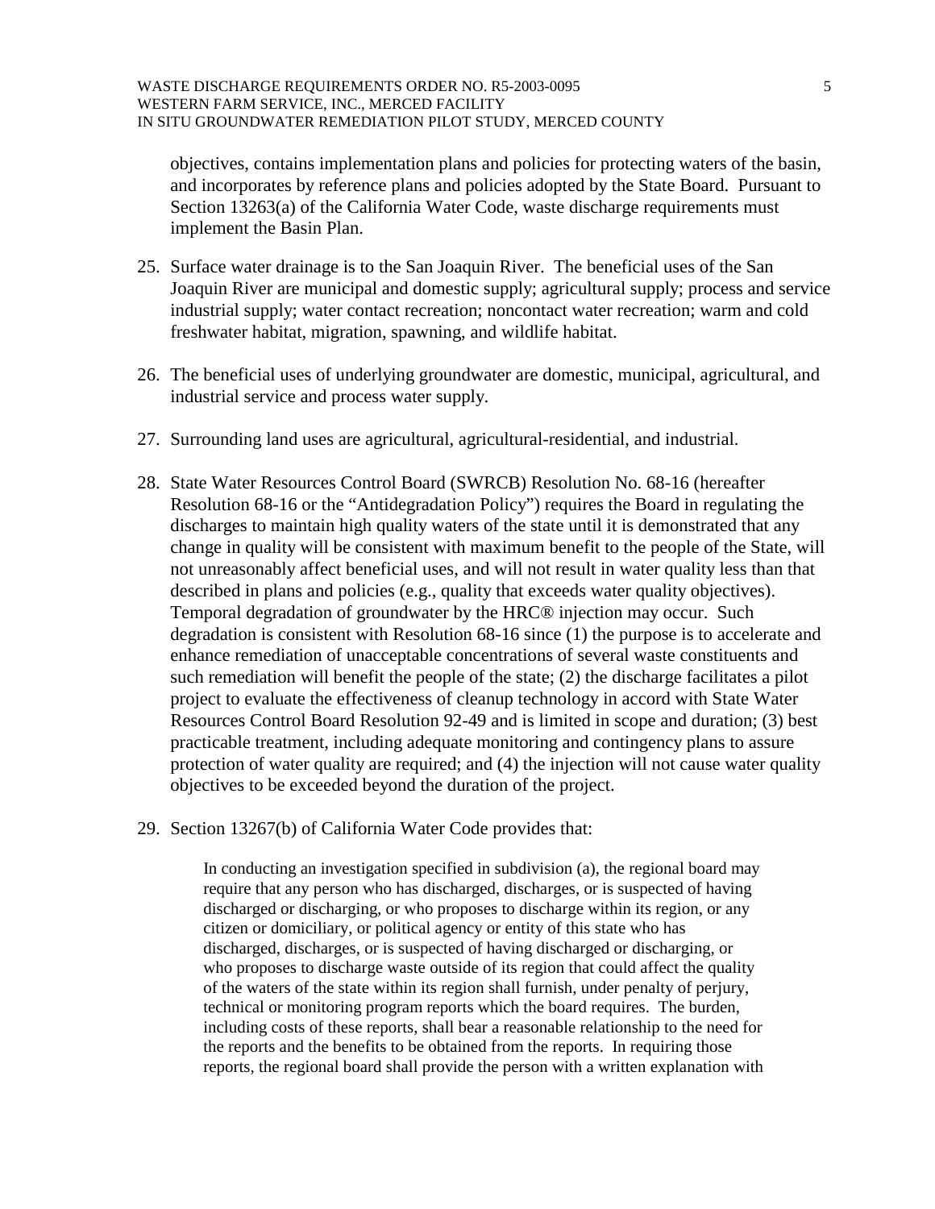objectives, contains implementation plans and policies for protecting waters of the basin, and incorporates by reference plans and policies adopted by the State Board. Pursuant to Section 13263(a) of the California Water Code, waste discharge requirements must implement the Basin Plan.

25. Surface water drainage is to the San Joaquin River. The beneficial uses of the San Joaquin River are municipal and domestic supply; agricultural supply; process and service industrial supply; water contact recreation; noncontact water recreation; warm and cold freshwater habitat, migration, spawning, and wildlife habitat.

26. The beneficial uses of underlying groundwater are domestic, municipal, agricultural, and industrial service and process water supply.

27. Surrounding land uses are agricultural, agricultural-residential, and industrial.

28. State Water Resources Control Board (SWRCB) Resolution No. 68-16 (hereafter Resolution 68-16 or the "Antidegradation Policy") requires the Board in regulating the discharges to maintain high quality waters of the state until it is demonstrated that any change in quality will be consistent with maximum benefit to the people of the State, will not unreasonably affect beneficial uses, and will not result in water quality less than that described in plans and policies (e.g., quality that exceeds water quality objectives). Temporal degradation of groundwater by the HRC® injection may occur. Such degradation is consistent with Resolution 68-16 since (1) the purpose is to accelerate and enhance remediation of unacceptable concentrations of several waste constituents and such remediation will benefit the people of the state; (2) the discharge facilitates a pilot project to evaluate the effectiveness of cleanup technology in accord with State Water Resources Control Board Resolution 92-49 and is limited in scope and duration; (3) best practicable treatment, including adequate monitoring and contingency plans to assure protection of water quality are required; and (4) the injection will not cause water quality objectives to be exceeded beyond the duration of the project.

29. Section 13267(b) of California Water Code provides that:

> In conducting an investigation specified in subdivision (a), the regional board may require that any person who has discharged, discharges, or is suspected of having discharged or discharging, or who proposes to discharge within its region, or any citizen or domiciliary, or political agency or entity of this state who has discharged, discharges, or is suspected of having discharged or discharging, or who proposes to discharge waste outside of its region that could affect the quality of the waters of the state within its region shall furnish, under penalty of perjury, technical or monitoring program reports which the board requires. The burden, including costs of these reports, shall bear a reasonable relationship to the need for the reports and the benefits to be obtained from the reports. In requiring those reports, the regional board shall provide the person with a written explanation with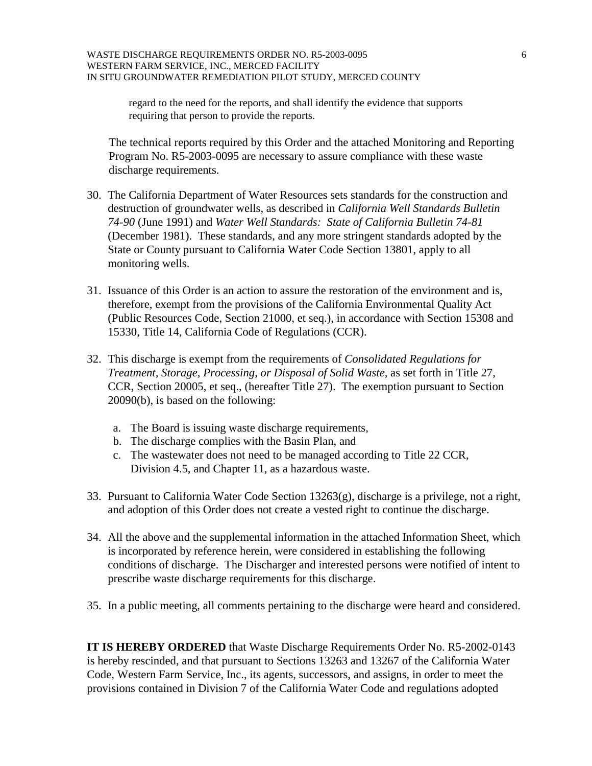regard to the need for the reports, and shall identify the evidence that supports requiring that person to provide the reports.

The technical reports required by this Order and the attached Monitoring and Reporting Program No. R5-2003-0095 are necessary to assure compliance with these waste discharge requirements.

30. The California Department of Water Resources sets standards for the construction and destruction of groundwater wells, as described in *California Well Standards Bulletin 74-90* (June 1991) and *Water Well Standards: State of California Bulletin 74-81* (December 1981). These standards, and any more stringent standards adopted by the State or County pursuant to California Water Code Section 13801, apply to all monitoring wells.

31. Issuance of this Order is an action to assure the restoration of the environment and is, therefore, exempt from the provisions of the California Environmental Quality Act (Public Resources Code, Section 21000, et seq.), in accordance with Section 15308 and 15330, Title 14, California Code of Regulations (CCR).

32. This discharge is exempt from the requirements of *Consolidated Regulations for Treatment, Storage, Processing, or Disposal of Solid Waste,* as set forth in Title 27, CCR, Section 20005, et seq., (hereafter Title 27). The exemption pursuant to Section 20090(b), is based on the following:

    a. The Board is issuing waste discharge requirements,
    b. The discharge complies with the Basin Plan, and
    c. The wastewater does not need to be managed according to Title 22 CCR, Division 4.5, and Chapter 11, as a hazardous waste.

33. Pursuant to California Water Code Section 13263(g), discharge is a privilege, not a right, and adoption of this Order does not create a vested right to continue the discharge.

34. All the above and the supplemental information in the attached Information Sheet, which is incorporated by reference herein, were considered in establishing the following conditions of discharge. The Discharger and interested persons were notified of intent to prescribe waste discharge requirements for this discharge.

35. In a public meeting, all comments pertaining to the discharge were heard and considered.

**IT IS HEREBY ORDERED** that Waste Discharge Requirements Order No. R5-2002-0143 is hereby rescinded, and that pursuant to Sections 13263 and 13267 of the California Water Code, Western Farm Service, Inc., its agents, successors, and assigns, in order to meet the provisions contained in Division 7 of the California Water Code and regulations adopted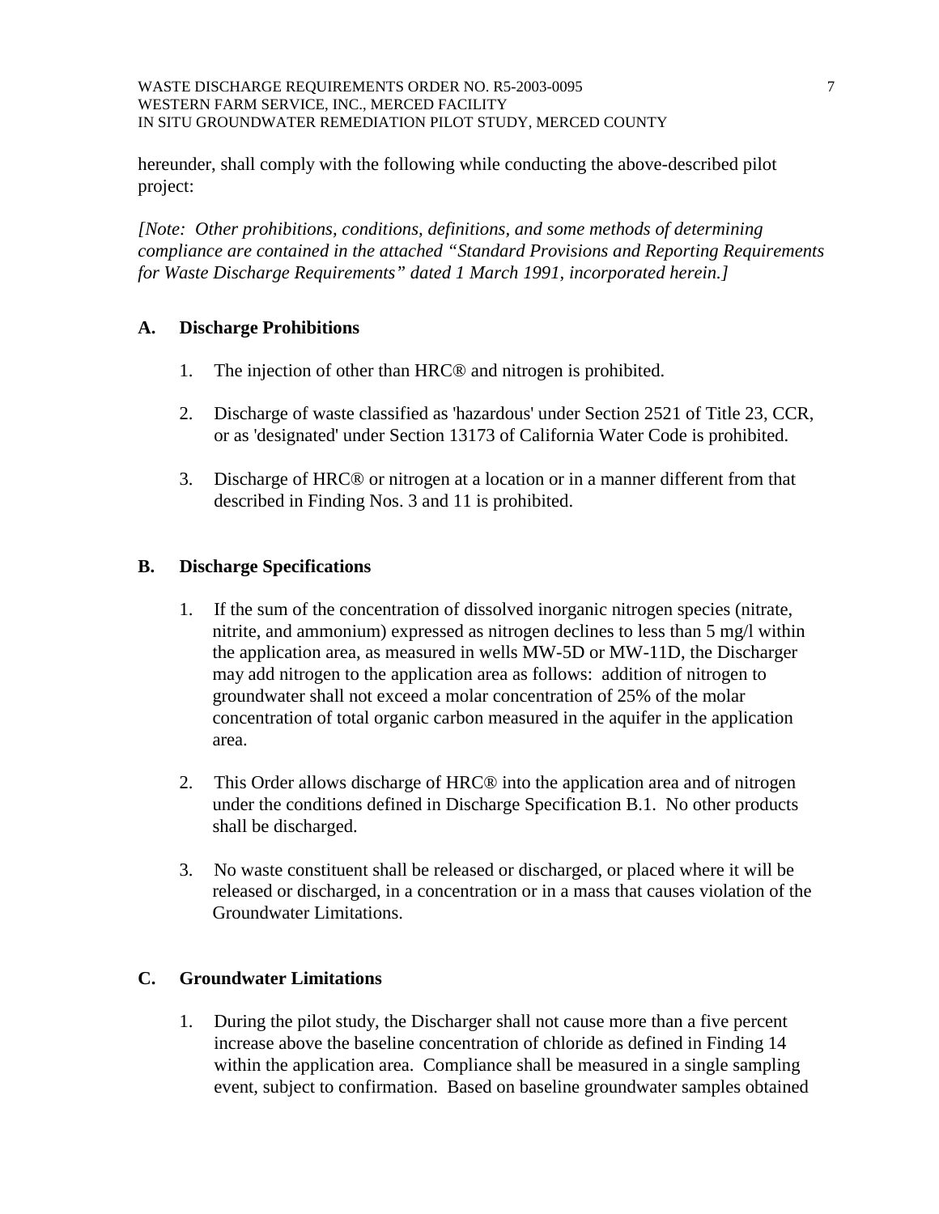hereunder, shall comply with the following while conducting the above-described pilot project:

*[Note: Other prohibitions, conditions, definitions, and some methods of determining compliance are contained in the attached "Standard Provisions and Reporting Requirements for Waste Discharge Requirements" dated 1 March 1991, incorporated herein.]*

## A. Discharge Prohibitions

1. The injection of other than HRC® and nitrogen is prohibited.

2. Discharge of waste classified as 'hazardous' under Section 2521 of Title 23, CCR, or as 'designated' under Section 13173 of California Water Code is prohibited.

3. Discharge of HRC® or nitrogen at a location or in a manner different from that described in Finding Nos. 3 and 11 is prohibited.

## B. Discharge Specifications

1. If the sum of the concentration of dissolved inorganic nitrogen species (nitrate, nitrite, and ammonium) expressed as nitrogen declines to less than 5 mg/l within the application area, as measured in wells MW-5D or MW-11D, the Discharger may add nitrogen to the application area as follows: addition of nitrogen to groundwater shall not exceed a molar concentration of 25% of the molar concentration of total organic carbon measured in the aquifer in the application area.

2. This Order allows discharge of HRC® into the application area and of nitrogen under the conditions defined in Discharge Specification B.1. No other products shall be discharged.

3. No waste constituent shall be released or discharged, or placed where it will be released or discharged, in a concentration or in a mass that causes violation of the Groundwater Limitations.

## C. Groundwater Limitations

1. During the pilot study, the Discharger shall not cause more than a five percent increase above the baseline concentration of chloride as defined in Finding 14 within the application area. Compliance shall be measured in a single sampling event, subject to confirmation. Based on baseline groundwater samples obtained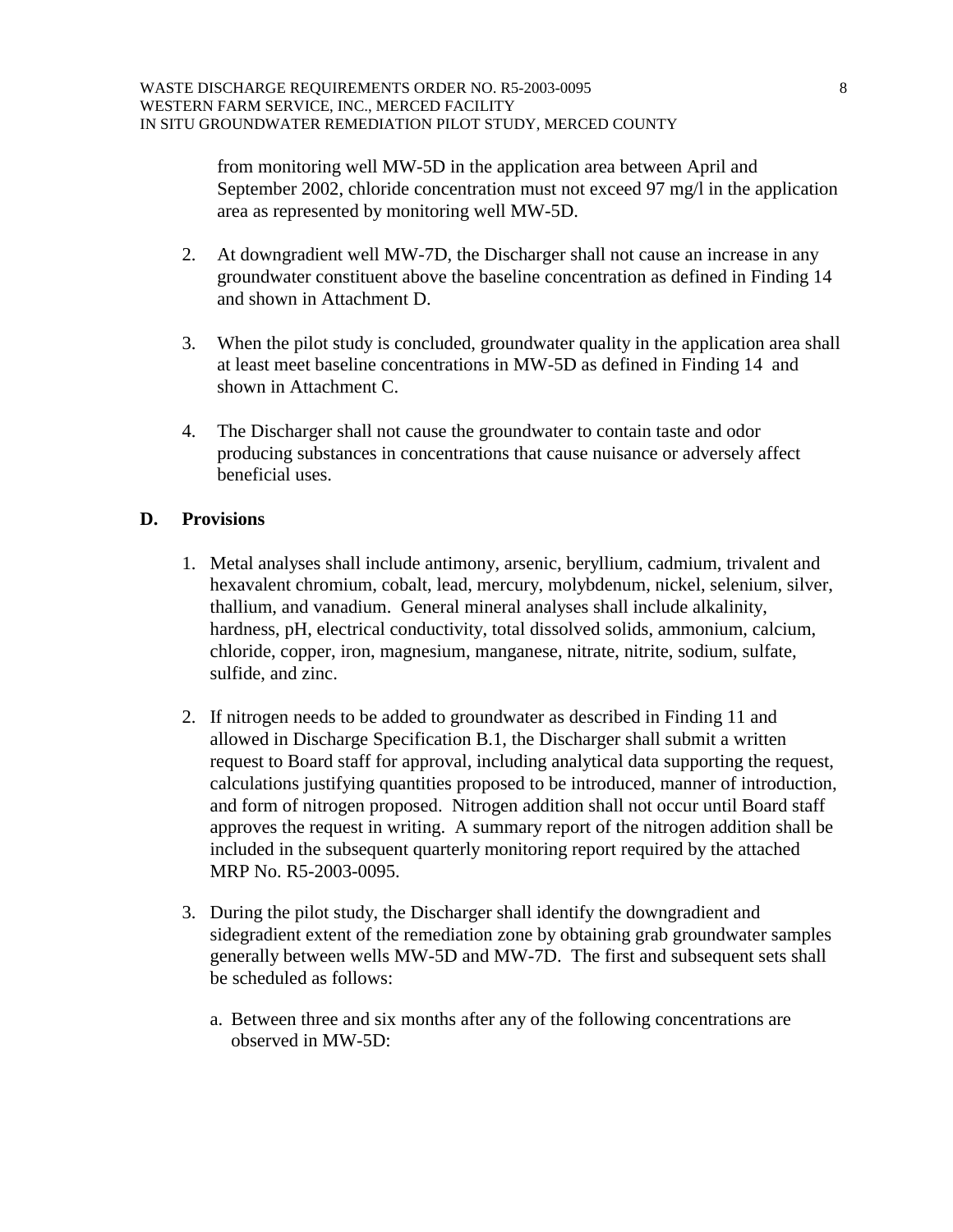from monitoring well MW-5D in the application area between April and September 2002, chloride concentration must not exceed 97 mg/l in the application area as represented by monitoring well MW-5D.

2. At downgradient well MW-7D, the Discharger shall not cause an increase in any groundwater constituent above the baseline concentration as defined in Finding 14 and shown in Attachment D.

3. When the pilot study is concluded, groundwater quality in the application area shall at least meet baseline concentrations in MW-5D as defined in Finding 14 and shown in Attachment C.

4. The Discharger shall not cause the groundwater to contain taste and odor producing substances in concentrations that cause nuisance or adversely affect beneficial uses.

## D. Provisions

1. Metal analyses shall include antimony, arsenic, beryllium, cadmium, trivalent and hexavalent chromium, cobalt, lead, mercury, molybdenum, nickel, selenium, silver, thallium, and vanadium. General mineral analyses shall include alkalinity, hardness, pH, electrical conductivity, total dissolved solids, ammonium, calcium, chloride, copper, iron, magnesium, manganese, nitrate, nitrite, sodium, sulfate, sulfide, and zinc.

2. If nitrogen needs to be added to groundwater as described in Finding 11 and allowed in Discharge Specification B.1, the Discharger shall submit a written request to Board staff for approval, including analytical data supporting the request, calculations justifying quantities proposed to be introduced, manner of introduction, and form of nitrogen proposed. Nitrogen addition shall not occur until Board staff approves the request in writing. A summary report of the nitrogen addition shall be included in the subsequent quarterly monitoring report required by the attached MRP No. R5-2003-0095.

3. During the pilot study, the Discharger shall identify the downgradient and sidegradient extent of the remediation zone by obtaining grab groundwater samples generally between wells MW-5D and MW-7D. The first and subsequent sets shall be scheduled as follows:

   a. Between three and six months after any of the following concentrations are observed in MW-5D: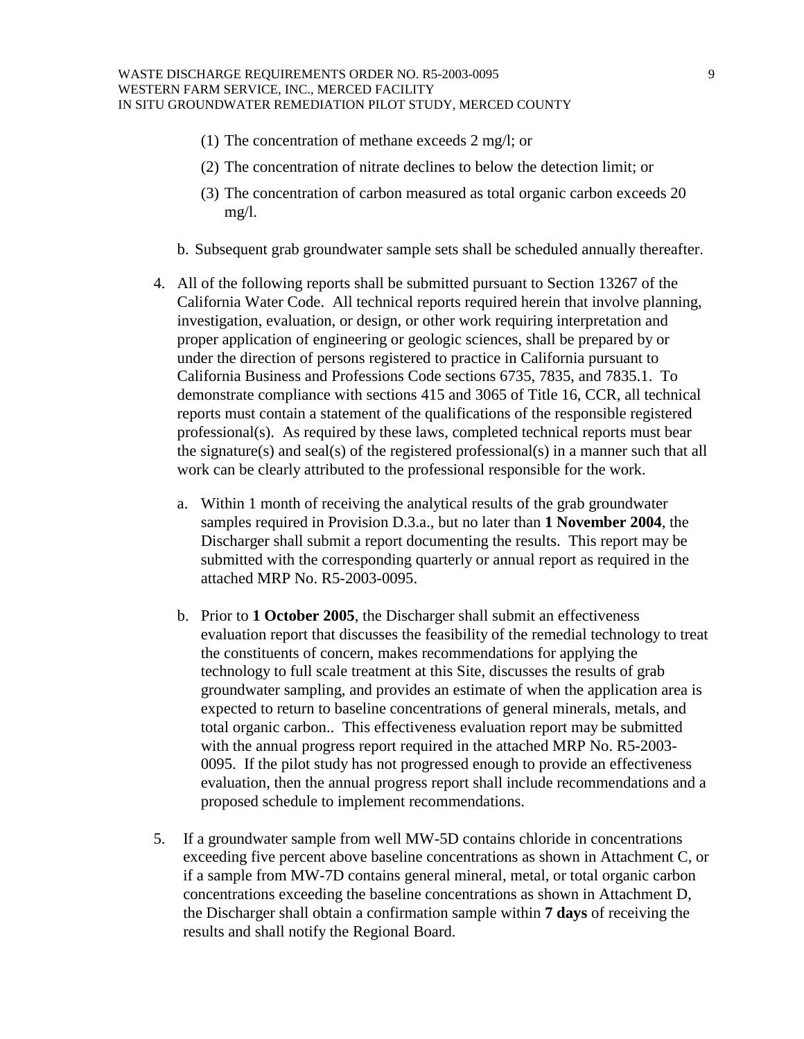(1) The concentration of methane exceeds 2 mg/l; or

(2) The concentration of nitrate declines to below the detection limit; or

(3) The concentration of carbon measured as total organic carbon exceeds 20 mg/l.

b. Subsequent grab groundwater sample sets shall be scheduled annually thereafter.

4. All of the following reports shall be submitted pursuant to Section 13267 of the California Water Code. All technical reports required herein that involve planning, investigation, evaluation, or design, or other work requiring interpretation and proper application of engineering or geologic sciences, shall be prepared by or under the direction of persons registered to practice in California pursuant to California Business and Professions Code sections 6735, 7835, and 7835.1. To demonstrate compliance with sections 415 and 3065 of Title 16, CCR, all technical reports must contain a statement of the qualifications of the responsible registered professional(s). As required by these laws, completed technical reports must bear the signature(s) and seal(s) of the registered professional(s) in a manner such that all work can be clearly attributed to the professional responsible for the work.

   a. Within 1 month of receiving the analytical results of the grab groundwater samples required in Provision D.3.a., but no later than **1 November 2004**, the Discharger shall submit a report documenting the results. This report may be submitted with the corresponding quarterly or annual report as required in the attached MRP No. R5-2003-0095.

   b. Prior to **1 October 2005**, the Discharger shall submit an effectiveness evaluation report that discusses the feasibility of the remedial technology to treat the constituents of concern, makes recommendations for applying the technology to full scale treatment at this Site, discusses the results of grab groundwater sampling, and provides an estimate of when the application area is expected to return to baseline concentrations of general minerals, metals, and total organic carbon.. This effectiveness evaluation report may be submitted with the annual progress report required in the attached MRP No. R5-2003-0095. If the pilot study has not progressed enough to provide an effectiveness evaluation, then the annual progress report shall include recommendations and a proposed schedule to implement recommendations.

5. If a groundwater sample from well MW-5D contains chloride in concentrations exceeding five percent above baseline concentrations as shown in Attachment C, or if a sample from MW-7D contains general mineral, metal, or total organic carbon concentrations exceeding the baseline concentrations as shown in Attachment D, the Discharger shall obtain a confirmation sample within **7 days** of receiving the results and shall notify the Regional Board.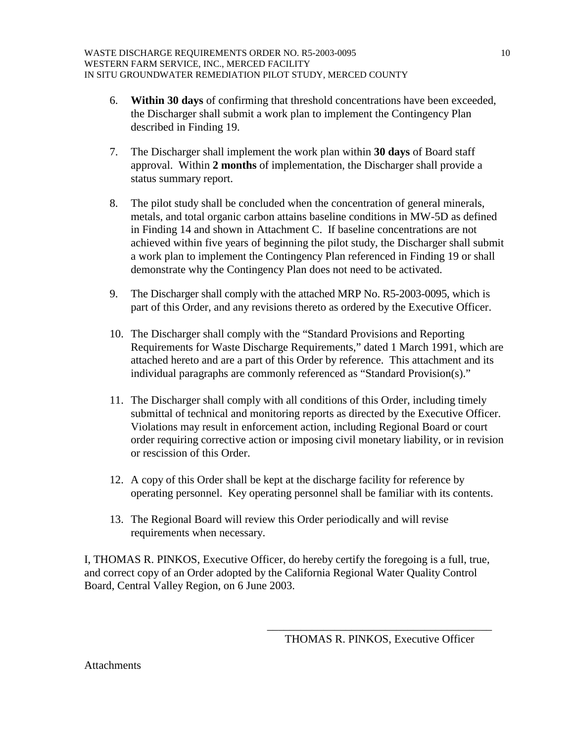6. **Within 30 days** of confirming that threshold concentrations have been exceeded, the Discharger shall submit a work plan to implement the Contingency Plan described in Finding 19.

7. The Discharger shall implement the work plan within **30 days** of Board staff approval. Within **2 months** of implementation, the Discharger shall provide a status summary report.

8. The pilot study shall be concluded when the concentration of general minerals, metals, and total organic carbon attains baseline conditions in MW-5D as defined in Finding 14 and shown in Attachment C. If baseline concentrations are not achieved within five years of beginning the pilot study, the Discharger shall submit a work plan to implement the Contingency Plan referenced in Finding 19 or shall demonstrate why the Contingency Plan does not need to be activated.

9. The Discharger shall comply with the attached MRP No. R5-2003-0095, which is part of this Order, and any revisions thereto as ordered by the Executive Officer.

10. The Discharger shall comply with the "Standard Provisions and Reporting Requirements for Waste Discharge Requirements," dated 1 March 1991, which are attached hereto and are a part of this Order by reference. This attachment and its individual paragraphs are commonly referenced as "Standard Provision(s)."

11. The Discharger shall comply with all conditions of this Order, including timely submittal of technical and monitoring reports as directed by the Executive Officer. Violations may result in enforcement action, including Regional Board or court order requiring corrective action or imposing civil monetary liability, or in revision or rescission of this Order.

12. A copy of this Order shall be kept at the discharge facility for reference by operating personnel. Key operating personnel shall be familiar with its contents.

13. The Regional Board will review this Order periodically and will revise requirements when necessary.

I, THOMAS R. PINKOS, Executive Officer, do hereby certify the foregoing is a full, true, and correct copy of an Order adopted by the California Regional Water Quality Control Board, Central Valley Region, on 6 June 2003.

\_\_\_\_\_\_\_\_\_\_\_\_\_\_\_\_\_\_\_\_\_\_\_\_\_\_\_\_\_\_\_\_\_\_\_\_\_\_\_\_

THOMAS R. PINKOS, Executive Officer

Attachments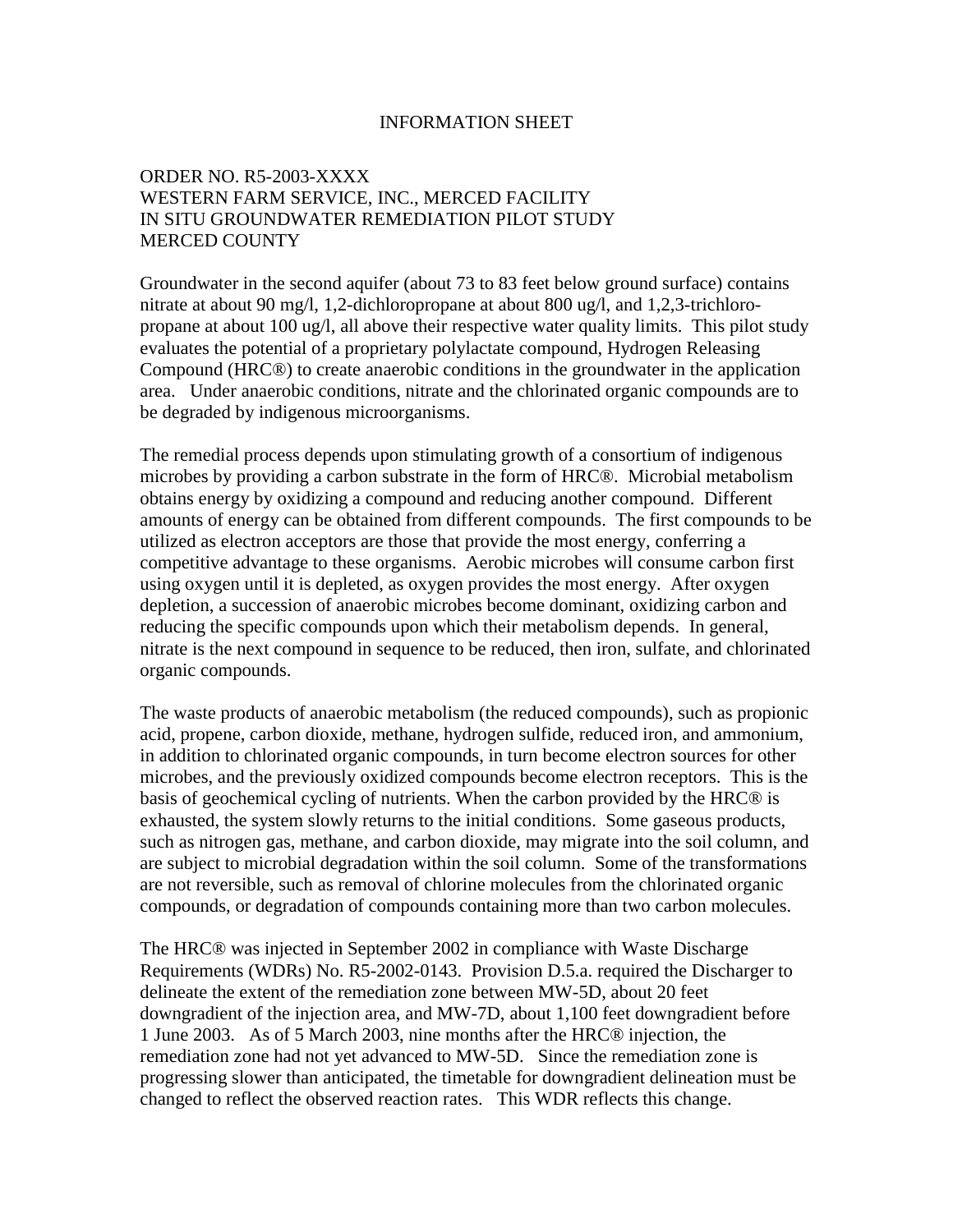# INFORMATION SHEET

ORDER NO. R5-2003-XXXX
WESTERN FARM SERVICE, INC., MERCED FACILITY
IN SITU GROUNDWATER REMEDIATION PILOT STUDY
MERCED COUNTY

Groundwater in the second aquifer (about 73 to 83 feet below ground surface) contains nitrate at about 90 mg/l, 1,2-dichloropropane at about 800 ug/l, and 1,2,3-trichloro-propane at about 100 ug/l, all above their respective water quality limits. This pilot study evaluates the potential of a proprietary polylactate compound, Hydrogen Releasing Compound (HRC®) to create anaerobic conditions in the groundwater in the application area. Under anaerobic conditions, nitrate and the chlorinated organic compounds are to be degraded by indigenous microorganisms.

The remedial process depends upon stimulating growth of a consortium of indigenous microbes by providing a carbon substrate in the form of HRC®. Microbial metabolism obtains energy by oxidizing a compound and reducing another compound. Different amounts of energy can be obtained from different compounds. The first compounds to be utilized as electron acceptors are those that provide the most energy, conferring a competitive advantage to these organisms. Aerobic microbes will consume carbon first using oxygen until it is depleted, as oxygen provides the most energy. After oxygen depletion, a succession of anaerobic microbes become dominant, oxidizing carbon and reducing the specific compounds upon which their metabolism depends. In general, nitrate is the next compound in sequence to be reduced, then iron, sulfate, and chlorinated organic compounds.

The waste products of anaerobic metabolism (the reduced compounds), such as propionic acid, propene, carbon dioxide, methane, hydrogen sulfide, reduced iron, and ammonium, in addition to chlorinated organic compounds, in turn become electron sources for other microbes, and the previously oxidized compounds become electron receptors. This is the basis of geochemical cycling of nutrients. When the carbon provided by the HRC® is exhausted, the system slowly returns to the initial conditions. Some gaseous products, such as nitrogen gas, methane, and carbon dioxide, may migrate into the soil column, and are subject to microbial degradation within the soil column. Some of the transformations are not reversible, such as removal of chlorine molecules from the chlorinated organic compounds, or degradation of compounds containing more than two carbon molecules.

The HRC® was injected in September 2002 in compliance with Waste Discharge Requirements (WDRs) No. R5-2002-0143. Provision D.5.a. required the Discharger to delineate the extent of the remediation zone between MW-5D, about 20 feet downgradient of the injection area, and MW-7D, about 1,100 feet downgradient before 1 June 2003. As of 5 March 2003, nine months after the HRC® injection, the remediation zone had not yet advanced to MW-5D. Since the remediation zone is progressing slower than anticipated, the timetable for downgradient delineation must be changed to reflect the observed reaction rates. This WDR reflects this change.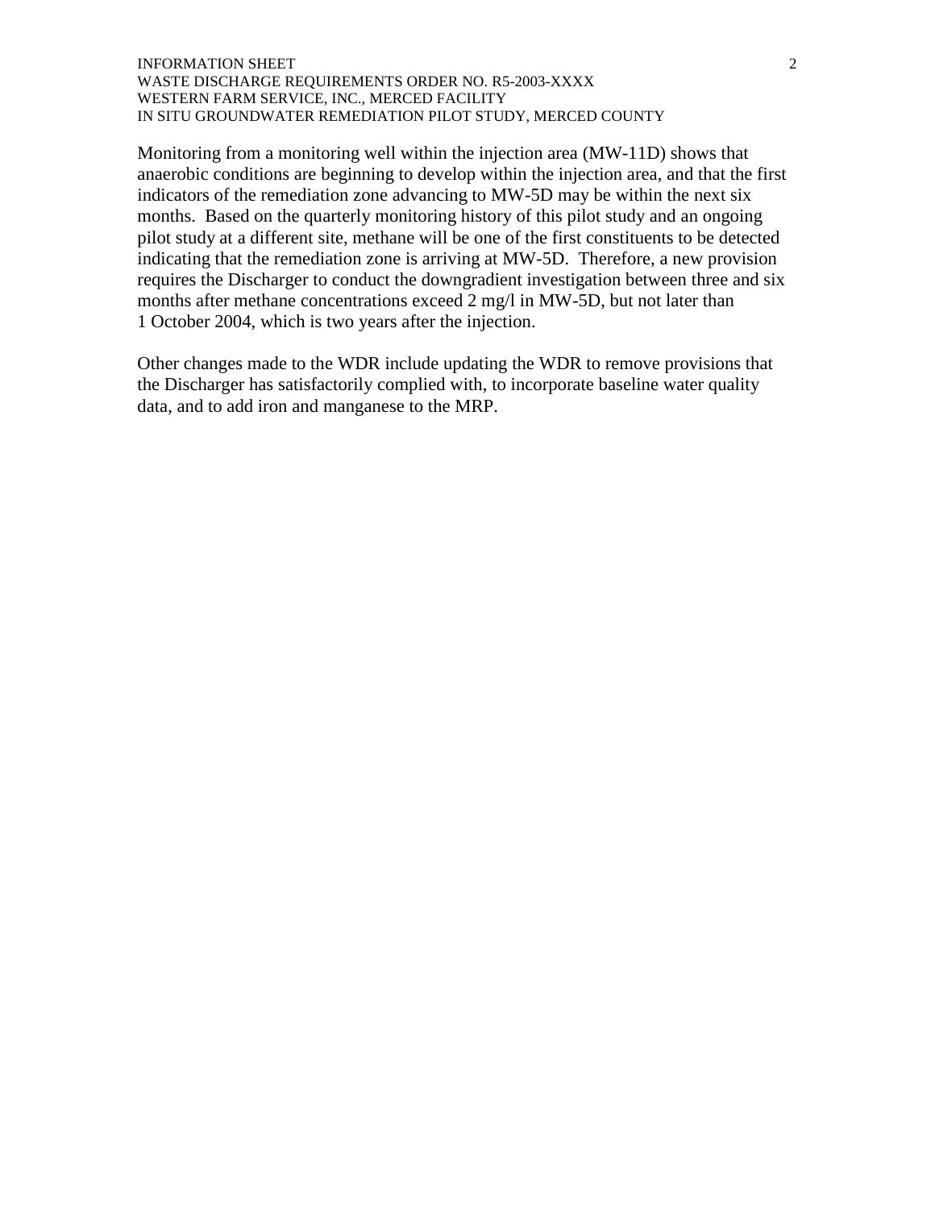Monitoring from a monitoring well within the injection area (MW-11D) shows that anaerobic conditions are beginning to develop within the injection area, and that the first indicators of the remediation zone advancing to MW-5D may be within the next six months. Based on the quarterly monitoring history of this pilot study and an ongoing pilot study at a different site, methane will be one of the first constituents to be detected indicating that the remediation zone is arriving at MW-5D. Therefore, a new provision requires the Discharger to conduct the downgradient investigation between three and six months after methane concentrations exceed 2 mg/l in MW-5D, but not later than 1 October 2004, which is two years after the injection.

Other changes made to the WDR include updating the WDR to remove provisions that the Discharger has satisfactorily complied with, to incorporate baseline water quality data, and to add iron and manganese to the MRP.